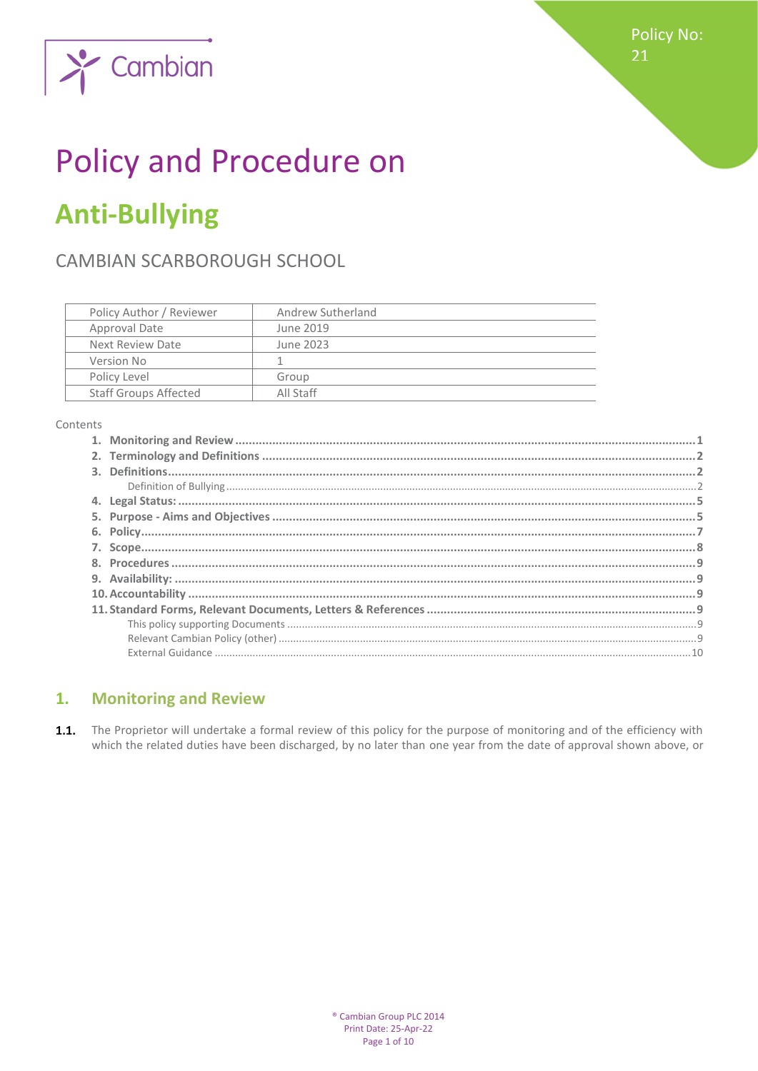Cambian

Policy No: 21

# Policy and Procedure on

# Anti-Bullying

## CAMBIAN SCARBOROUGH SCHOOL

| Policy Author / Reviewer | Andrew Sutherland |
|---|---|
| Approval Date | June 2019 |
| Next Review Date | June 2023 |
| Version No | 1 |
| Policy Level | Group |
| Staff Groups Affected | All Staff |

Contents

1. **Monitoring and Review** ..... 1
2. **Terminology and Definitions** ..... 2
3. **Definitions** ..... 2
   - Definition of Bullying ..... 2
4. **Legal Status:** ..... 5
5. **Purpose - Aims and Objectives** ..... 5
6. **Policy** ..... 7
7. **Scope** ..... 8
8. **Procedures** ..... 9
9. **Availability:** ..... 9
10. **Accountability** ..... 9
11. **Standard Forms, Relevant Documents, Letters & References** ..... 9
    - This policy supporting Documents ..... 9
    - Relevant Cambian Policy (other) ..... 9
    - External Guidance ..... 10

## 1. Monitoring and Review

**1.1.** The Proprietor will undertake a formal review of this policy for the purpose of monitoring and of the efficiency with which the related duties have been discharged, by no later than one year from the date of approval shown above, or

® Cambian Group PLC 2014
Print Date: 25-Apr-22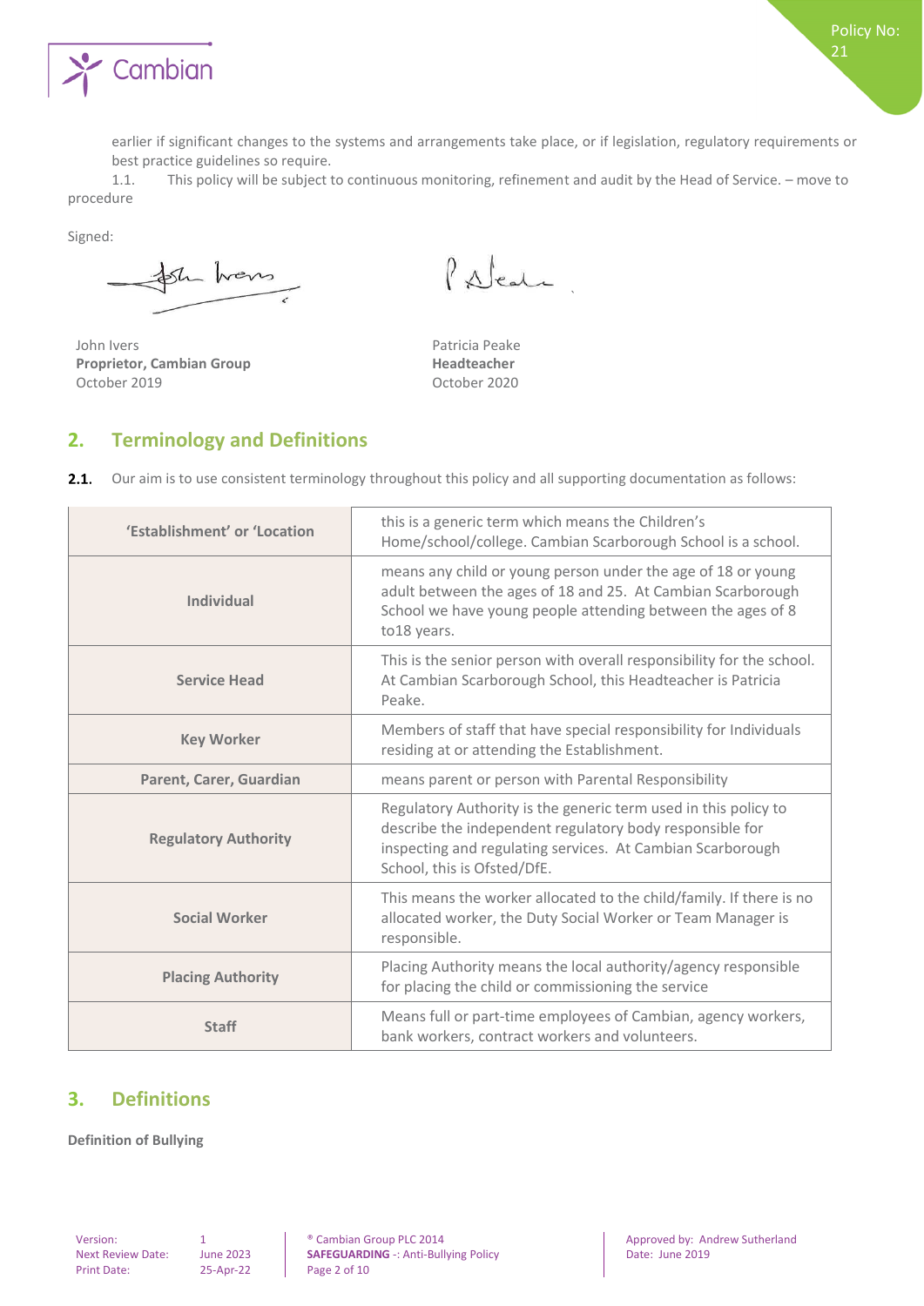earlier if significant changes to the systems and arrangements take place, or if legislation, regulatory requirements or best practice guidelines so require.

1.1. This policy will be subject to continuous monitoring, refinement and audit by the Head of Service. – move to procedure

Signed:

John Ivers
**Proprietor, Cambian Group**
October 2019

Patricia Peake
**Headteacher**
October 2020

## 2. Terminology and Definitions

**2.1.** Our aim is to use consistent terminology throughout this policy and all supporting documentation as follows:

| | |
|---|---|
| **'Establishment' or 'Location** | this is a generic term which means the Children's Home/school/college. Cambian Scarborough School is a school. |
| **Individual** | means any child or young person under the age of 18 or young adult between the ages of 18 and 25. At Cambian Scarborough School we have young people attending between the ages of 8 to18 years. |
| **Service Head** | This is the senior person with overall responsibility for the school. At Cambian Scarborough School, this Headteacher is Patricia Peake. |
| **Key Worker** | Members of staff that have special responsibility for Individuals residing at or attending the Establishment. |
| **Parent, Carer, Guardian** | means parent or person with Parental Responsibility |
| **Regulatory Authority** | Regulatory Authority is the generic term used in this policy to describe the independent regulatory body responsible for inspecting and regulating services. At Cambian Scarborough School, this is Ofsted/DfE. |
| **Social Worker** | This means the worker allocated to the child/family. If there is no allocated worker, the Duty Social Worker or Team Manager is responsible. |
| **Placing Authority** | Placing Authority means the local authority/agency responsible for placing the child or commissioning the service |
| **Staff** | Means full or part-time employees of Cambian, agency workers, bank workers, contract workers and volunteers. |

## 3. Definitions

**Definition of Bullying**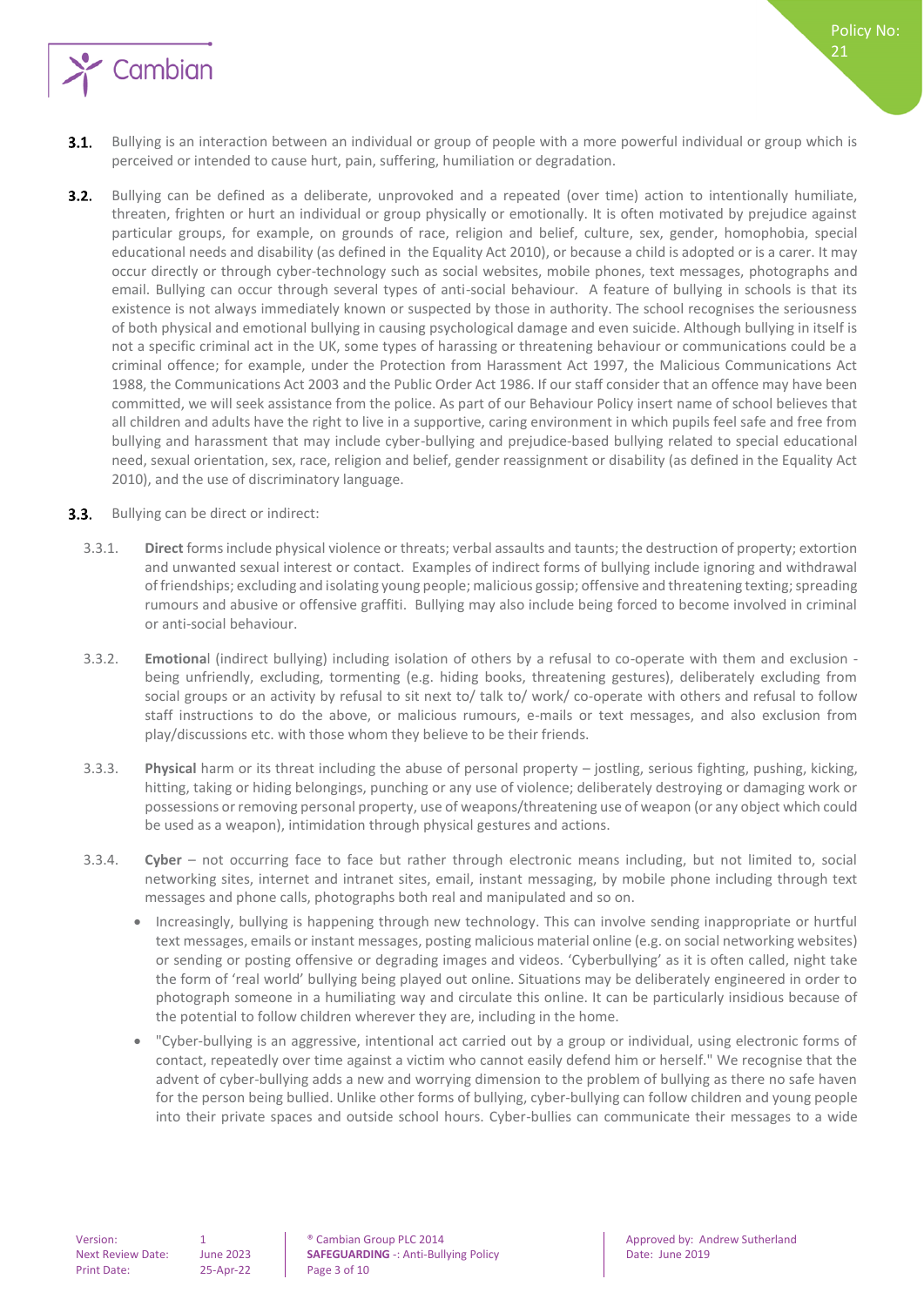**3.1.** Bullying is an interaction between an individual or group of people with a more powerful individual or group which is perceived or intended to cause hurt, pain, suffering, humiliation or degradation.

**3.2.** Bullying can be defined as a deliberate, unprovoked and a repeated (over time) action to intentionally humiliate, threaten, frighten or hurt an individual or group physically or emotionally. It is often motivated by prejudice against particular groups, for example, on grounds of race, religion and belief, culture, sex, gender, homophobia, special educational needs and disability (as defined in the Equality Act 2010), or because a child is adopted or is a carer. It may occur directly or through cyber-technology such as social websites, mobile phones, text messages, photographs and email. Bullying can occur through several types of anti-social behaviour. A feature of bullying in schools is that its existence is not always immediately known or suspected by those in authority. The school recognises the seriousness of both physical and emotional bullying in causing psychological damage and even suicide. Although bullying in itself is not a specific criminal act in the UK, some types of harassing or threatening behaviour or communications could be a criminal offence; for example, under the Protection from Harassment Act 1997, the Malicious Communications Act 1988, the Communications Act 2003 and the Public Order Act 1986. If our staff consider that an offence may have been committed, we will seek assistance from the police. As part of our Behaviour Policy insert name of school believes that all children and adults have the right to live in a supportive, caring environment in which pupils feel safe and free from bullying and harassment that may include cyber-bullying and prejudice-based bullying related to special educational need, sexual orientation, sex, race, religion and belief, gender reassignment or disability (as defined in the Equality Act 2010), and the use of discriminatory language.

**3.3.** Bullying can be direct or indirect:

3.3.1. **Direct** forms include physical violence or threats; verbal assaults and taunts; the destruction of property; extortion and unwanted sexual interest or contact. Examples of indirect forms of bullying include ignoring and withdrawal of friendships; excluding and isolating young people; malicious gossip; offensive and threatening texting; spreading rumours and abusive or offensive graffiti. Bullying may also include being forced to become involved in criminal or anti-social behaviour.

3.3.2. **Emotional** (indirect bullying) including isolation of others by a refusal to co-operate with them and exclusion - being unfriendly, excluding, tormenting (e.g. hiding books, threatening gestures), deliberately excluding from social groups or an activity by refusal to sit next to/ talk to/ work/ co-operate with others and refusal to follow staff instructions to do the above, or malicious rumours, e-mails or text messages, and also exclusion from play/discussions etc. with those whom they believe to be their friends.

3.3.3. **Physical** harm or its threat including the abuse of personal property – jostling, serious fighting, pushing, kicking, hitting, taking or hiding belongings, punching or any use of violence; deliberately destroying or damaging work or possessions or removing personal property, use of weapons/threatening use of weapon (or any object which could be used as a weapon), intimidation through physical gestures and actions.

3.3.4. **Cyber** – not occurring face to face but rather through electronic means including, but not limited to, social networking sites, internet and intranet sites, email, instant messaging, by mobile phone including through text messages and phone calls, photographs both real and manipulated and so on.

- Increasingly, bullying is happening through new technology. This can involve sending inappropriate or hurtful text messages, emails or instant messages, posting malicious material online (e.g. on social networking websites) or sending or posting offensive or degrading images and videos. 'Cyberbullying' as it is often called, night take the form of 'real world' bullying being played out online. Situations may be deliberately engineered in order to photograph someone in a humiliating way and circulate this online. It can be particularly insidious because of the potential to follow children wherever they are, including in the home.
- "Cyber-bullying is an aggressive, intentional act carried out by a group or individual, using electronic forms of contact, repeatedly over time against a victim who cannot easily defend him or herself." We recognise that the advent of cyber-bullying adds a new and worrying dimension to the problem of bullying as there no safe haven for the person being bullied. Unlike other forms of bullying, cyber-bullying can follow children and young people into their private spaces and outside school hours. Cyber-bullies can communicate their messages to a wide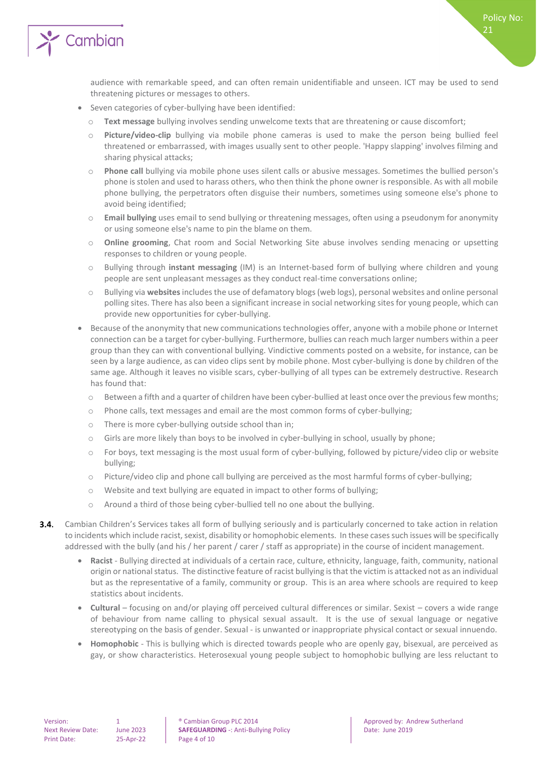audience with remarkable speed, and can often remain unidentifiable and unseen. ICT may be used to send threatening pictures or messages to others.

- Seven categories of cyber-bullying have been identified:
  - **Text message** bullying involves sending unwelcome texts that are threatening or cause discomfort;
  - **Picture/video-clip** bullying via mobile phone cameras is used to make the person being bullied feel threatened or embarrassed, with images usually sent to other people. 'Happy slapping' involves filming and sharing physical attacks;
  - **Phone call** bullying via mobile phone uses silent calls or abusive messages. Sometimes the bullied person's phone is stolen and used to harass others, who then think the phone owner is responsible. As with all mobile phone bullying, the perpetrators often disguise their numbers, sometimes using someone else's phone to avoid being identified;
  - **Email bullying** uses email to send bullying or threatening messages, often using a pseudonym for anonymity or using someone else's name to pin the blame on them.
  - **Online grooming**, Chat room and Social Networking Site abuse involves sending menacing or upsetting responses to children or young people.
  - Bullying through **instant messaging** (IM) is an Internet-based form of bullying where children and young people are sent unpleasant messages as they conduct real-time conversations online;
  - Bullying via **websites** includes the use of defamatory blogs (web logs), personal websites and online personal polling sites. There has also been a significant increase in social networking sites for young people, which can provide new opportunities for cyber-bullying.
- Because of the anonymity that new communications technologies offer, anyone with a mobile phone or Internet connection can be a target for cyber-bullying. Furthermore, bullies can reach much larger numbers within a peer group than they can with conventional bullying. Vindictive comments posted on a website, for instance, can be seen by a large audience, as can video clips sent by mobile phone. Most cyber-bullying is done by children of the same age. Although it leaves no visible scars, cyber-bullying of all types can be extremely destructive. Research has found that:
  - Between a fifth and a quarter of children have been cyber-bullied at least once over the previous few months;
  - Phone calls, text messages and email are the most common forms of cyber-bullying;
  - There is more cyber-bullying outside school than in;
  - Girls are more likely than boys to be involved in cyber-bullying in school, usually by phone;
  - For boys, text messaging is the most usual form of cyber-bullying, followed by picture/video clip or website bullying;
  - Picture/video clip and phone call bullying are perceived as the most harmful forms of cyber-bullying;
  - Website and text bullying are equated in impact to other forms of bullying;
  - Around a third of those being cyber-bullied tell no one about the bullying.

**3.4.** Cambian Children's Services takes all form of bullying seriously and is particularly concerned to take action in relation to incidents which include racist, sexist, disability or homophobic elements. In these cases such issues will be specifically addressed with the bully (and his / her parent / carer / staff as appropriate) in the course of incident management.

- **Racist** - Bullying directed at individuals of a certain race, culture, ethnicity, language, faith, community, national origin or national status. The distinctive feature of racist bullying is that the victim is attacked not as an individual but as the representative of a family, community or group. This is an area where schools are required to keep statistics about incidents.
- **Cultural** – focusing on and/or playing off perceived cultural differences or similar. Sexist – covers a wide range of behaviour from name calling to physical sexual assault. It is the use of sexual language or negative stereotyping on the basis of gender. Sexual - is unwanted or inappropriate physical contact or sexual innuendo.
- **Homophobic** - This is bullying which is directed towards people who are openly gay, bisexual, are perceived as gay, or show characteristics. Heterosexual young people subject to homophobic bullying are less reluctant to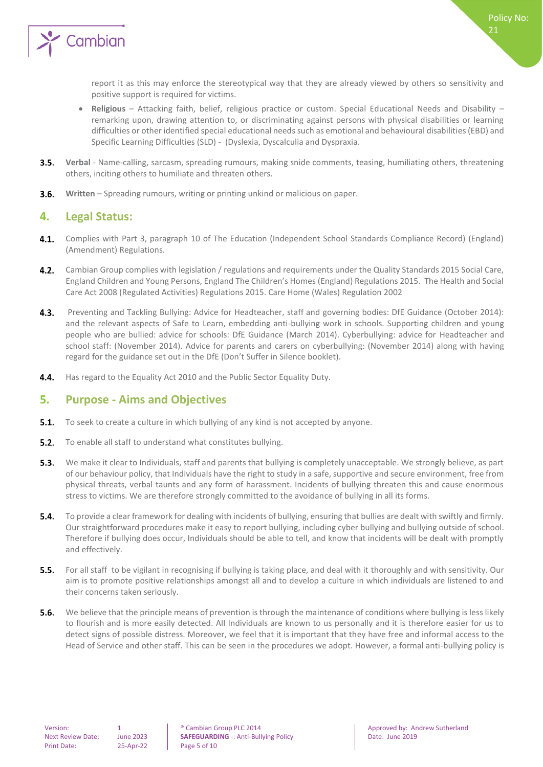report it as this may enforce the stereotypical way that they are already viewed by others so sensitivity and positive support is required for victims.

- **Religious** – Attacking faith, belief, religious practice or custom. Special Educational Needs and Disability – remarking upon, drawing attention to, or discriminating against persons with physical disabilities or learning difficulties or other identified special educational needs such as emotional and behavioural disabilities (EBD) and Specific Learning Difficulties (SLD) - (Dyslexia, Dyscalculia and Dyspraxia.

**3.5.** **Verbal** - Name-calling, sarcasm, spreading rumours, making snide comments, teasing, humiliating others, threatening others, inciting others to humiliate and threaten others.

**3.6.** **Written** – Spreading rumours, writing or printing unkind or malicious on paper.

## 4. Legal Status:

**4.1.** Complies with Part 3, paragraph 10 of The Education (Independent School Standards Compliance Record) (England) (Amendment) Regulations.

**4.2.** Cambian Group complies with legislation / regulations and requirements under the Quality Standards 2015 Social Care, England Children and Young Persons, England The Children's Homes (England) Regulations 2015. The Health and Social Care Act 2008 (Regulated Activities) Regulations 2015. Care Home (Wales) Regulation 2002

**4.3.** Preventing and Tackling Bullying: Advice for Headteacher, staff and governing bodies: DfE Guidance (October 2014): and the relevant aspects of Safe to Learn, embedding anti-bullying work in schools. Supporting children and young people who are bullied: advice for schools: DfE Guidance (March 2014). Cyberbullying: advice for Headteacher and school staff: (November 2014). Advice for parents and carers on cyberbullying: (November 2014) along with having regard for the guidance set out in the DfE (Don't Suffer in Silence booklet).

**4.4.** Has regard to the Equality Act 2010 and the Public Sector Equality Duty.

## 5. Purpose - Aims and Objectives

**5.1.** To seek to create a culture in which bullying of any kind is not accepted by anyone.

**5.2.** To enable all staff to understand what constitutes bullying.

**5.3.** We make it clear to Individuals, staff and parents that bullying is completely unacceptable. We strongly believe, as part of our behaviour policy, that Individuals have the right to study in a safe, supportive and secure environment, free from physical threats, verbal taunts and any form of harassment. Incidents of bullying threaten this and cause enormous stress to victims. We are therefore strongly committed to the avoidance of bullying in all its forms.

**5.4.** To provide a clear framework for dealing with incidents of bullying, ensuring that bullies are dealt with swiftly and firmly. Our straightforward procedures make it easy to report bullying, including cyber bullying and bullying outside of school. Therefore if bullying does occur, Individuals should be able to tell, and know that incidents will be dealt with promptly and effectively.

**5.5.** For all staff to be vigilant in recognising if bullying is taking place, and deal with it thoroughly and with sensitivity. Our aim is to promote positive relationships amongst all and to develop a culture in which individuals are listened to and their concerns taken seriously.

**5.6.** We believe that the principle means of prevention is through the maintenance of conditions where bullying is less likely to flourish and is more easily detected. All Individuals are known to us personally and it is therefore easier for us to detect signs of possible distress. Moreover, we feel that it is important that they have free and informal access to the Head of Service and other staff. This can be seen in the procedures we adopt. However, a formal anti-bullying policy is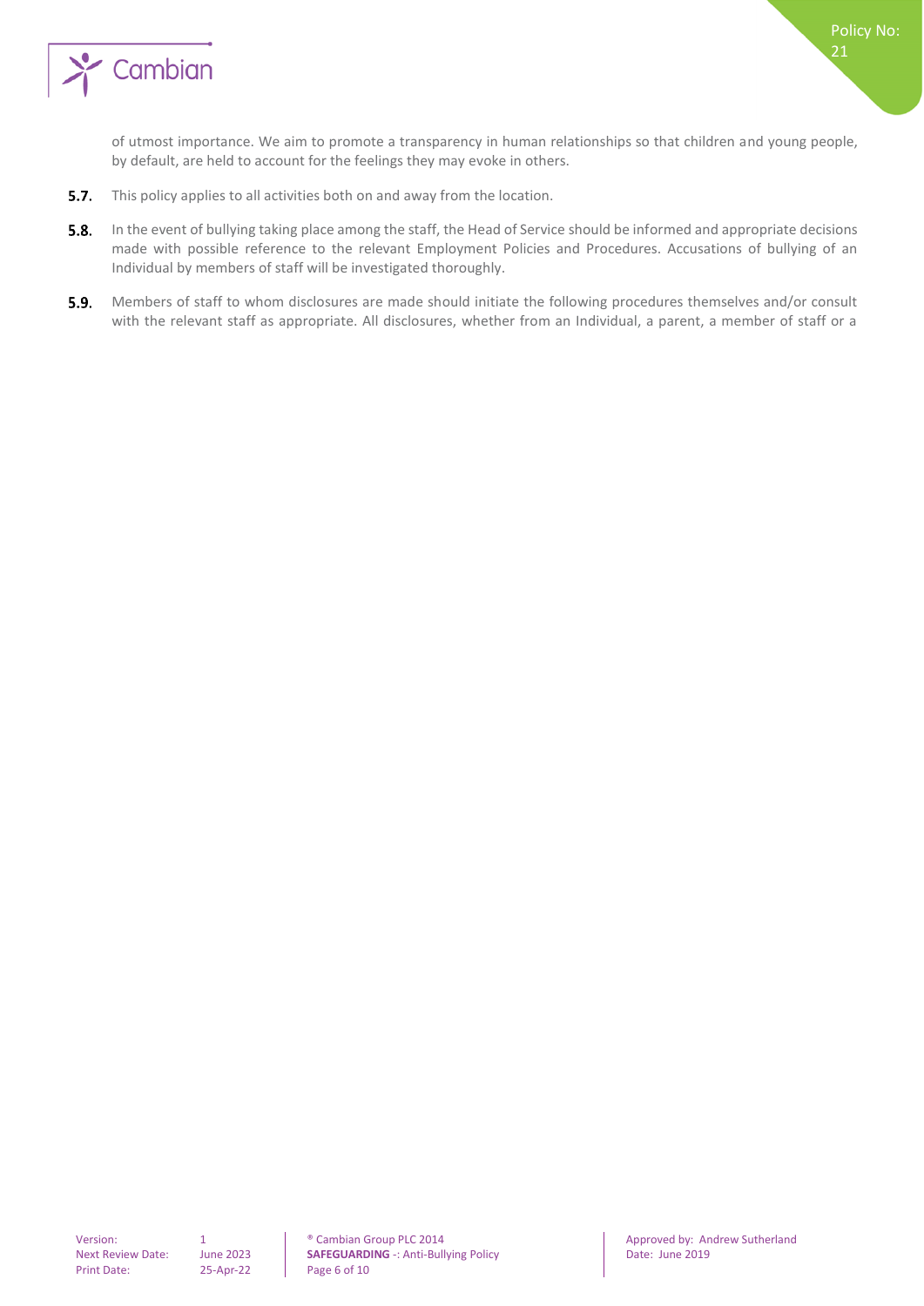of utmost importance. We aim to promote a transparency in human relationships so that children and young people, by default, are held to account for the feelings they may evoke in others.

**5.7.** This policy applies to all activities both on and away from the location.

**5.8.** In the event of bullying taking place among the staff, the Head of Service should be informed and appropriate decisions made with possible reference to the relevant Employment Policies and Procedures. Accusations of bullying of an Individual by members of staff will be investigated thoroughly.

**5.9.** Members of staff to whom disclosures are made should initiate the following procedures themselves and/or consult with the relevant staff as appropriate. All disclosures, whether from an Individual, a parent, a member of staff or a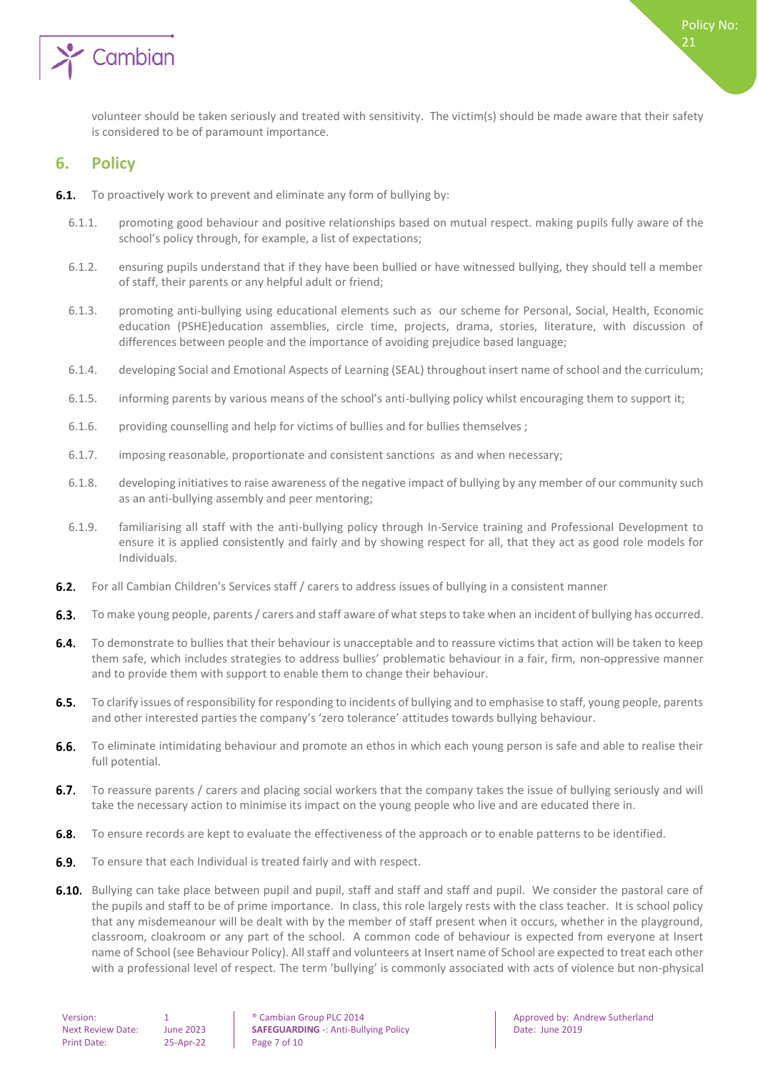volunteer should be taken seriously and treated with sensitivity. The victim(s) should be made aware that their safety is considered to be of paramount importance.

## 6. Policy

**6.1.** To proactively work to prevent and eliminate any form of bullying by:

6.1.1. promoting good behaviour and positive relationships based on mutual respect. making pupils fully aware of the school's policy through, for example, a list of expectations;

6.1.2. ensuring pupils understand that if they have been bullied or have witnessed bullying, they should tell a member of staff, their parents or any helpful adult or friend;

6.1.3. promoting anti-bullying using educational elements such as our scheme for Personal, Social, Health, Economic education (PSHE)education assemblies, circle time, projects, drama, stories, literature, with discussion of differences between people and the importance of avoiding prejudice based language;

6.1.4. developing Social and Emotional Aspects of Learning (SEAL) throughout insert name of school and the curriculum;

6.1.5. informing parents by various means of the school's anti-bullying policy whilst encouraging them to support it;

6.1.6. providing counselling and help for victims of bullies and for bullies themselves ;

6.1.7. imposing reasonable, proportionate and consistent sanctions as and when necessary;

6.1.8. developing initiatives to raise awareness of the negative impact of bullying by any member of our community such as an anti-bullying assembly and peer mentoring;

6.1.9. familiarising all staff with the anti-bullying policy through In-Service training and Professional Development to ensure it is applied consistently and fairly and by showing respect for all, that they act as good role models for Individuals.

**6.2.** For all Cambian Children's Services staff / carers to address issues of bullying in a consistent manner

**6.3.** To make young people, parents / carers and staff aware of what steps to take when an incident of bullying has occurred.

**6.4.** To demonstrate to bullies that their behaviour is unacceptable and to reassure victims that action will be taken to keep them safe, which includes strategies to address bullies' problematic behaviour in a fair, firm, non-oppressive manner and to provide them with support to enable them to change their behaviour.

**6.5.** To clarify issues of responsibility for responding to incidents of bullying and to emphasise to staff, young people, parents and other interested parties the company's 'zero tolerance' attitudes towards bullying behaviour.

**6.6.** To eliminate intimidating behaviour and promote an ethos in which each young person is safe and able to realise their full potential.

**6.7.** To reassure parents / carers and placing social workers that the company takes the issue of bullying seriously and will take the necessary action to minimise its impact on the young people who live and are educated there in.

**6.8.** To ensure records are kept to evaluate the effectiveness of the approach or to enable patterns to be identified.

**6.9.** To ensure that each Individual is treated fairly and with respect.

**6.10.** Bullying can take place between pupil and pupil, staff and staff and staff and pupil. We consider the pastoral care of the pupils and staff to be of prime importance. In class, this role largely rests with the class teacher. It is school policy that any misdemeanour will be dealt with by the member of staff present when it occurs, whether in the playground, classroom, cloakroom or any part of the school. A common code of behaviour is expected from everyone at Insert name of School (see Behaviour Policy). All staff and volunteers at Insert name of School are expected to treat each other with a professional level of respect. The term 'bullying' is commonly associated with acts of violence but non-physical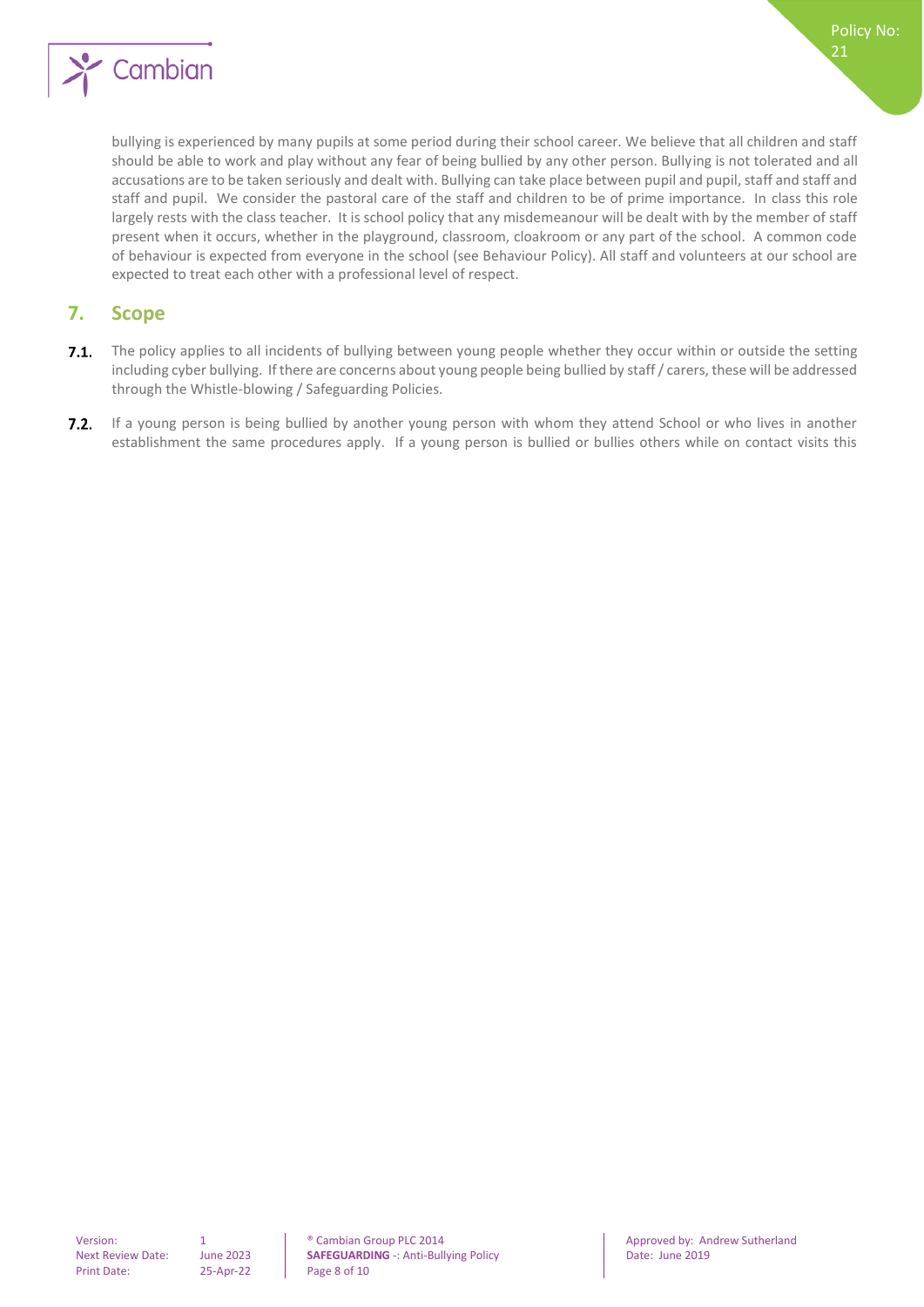bullying is experienced by many pupils at some period during their school career. We believe that all children and staff should be able to work and play without any fear of being bullied by any other person. Bullying is not tolerated and all accusations are to be taken seriously and dealt with. Bullying can take place between pupil and pupil, staff and staff and staff and pupil. We consider the pastoral care of the staff and children to be of prime importance. In class this role largely rests with the class teacher. It is school policy that any misdemeanour will be dealt with by the member of staff present when it occurs, whether in the playground, classroom, cloakroom or any part of the school. A common code of behaviour is expected from everyone in the school (see Behaviour Policy). All staff and volunteers at our school are expected to treat each other with a professional level of respect.

## 7. Scope

**7.1.** The policy applies to all incidents of bullying between young people whether they occur within or outside the setting including cyber bullying. If there are concerns about young people being bullied by staff / carers, these will be addressed through the Whistle-blowing / Safeguarding Policies.

**7.2.** If a young person is being bullied by another young person with whom they attend School or who lives in another establishment the same procedures apply. If a young person is bullied or bullies others while on contact visits this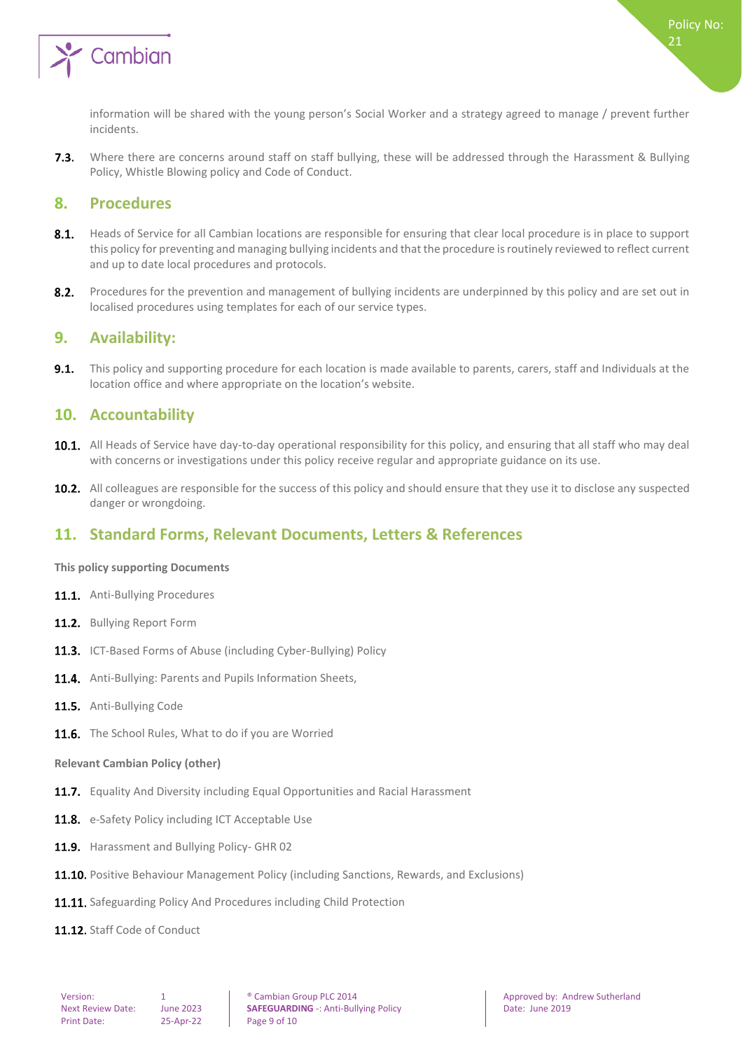information will be shared with the young person's Social Worker and a strategy agreed to manage / prevent further incidents.

**7.3.** Where there are concerns around staff on staff bullying, these will be addressed through the Harassment & Bullying Policy, Whistle Blowing policy and Code of Conduct.

## 8. Procedures

**8.1.** Heads of Service for all Cambian locations are responsible for ensuring that clear local procedure is in place to support this policy for preventing and managing bullying incidents and that the procedure is routinely reviewed to reflect current and up to date local procedures and protocols.

**8.2.** Procedures for the prevention and management of bullying incidents are underpinned by this policy and are set out in localised procedures using templates for each of our service types.

## 9. Availability:

**9.1.** This policy and supporting procedure for each location is made available to parents, carers, staff and Individuals at the location office and where appropriate on the location's website.

## 10. Accountability

**10.1.** All Heads of Service have day-to-day operational responsibility for this policy, and ensuring that all staff who may deal with concerns or investigations under this policy receive regular and appropriate guidance on its use.

**10.2.** All colleagues are responsible for the success of this policy and should ensure that they use it to disclose any suspected danger or wrongdoing.

## 11. Standard Forms, Relevant Documents, Letters & References

**This policy supporting Documents**

**11.1.** Anti-Bullying Procedures

**11.2.** Bullying Report Form

**11.3.** ICT-Based Forms of Abuse (including Cyber-Bullying) Policy

**11.4.** Anti-Bullying: Parents and Pupils Information Sheets,

**11.5.** Anti-Bullying Code

**11.6.** The School Rules, What to do if you are Worried

**Relevant Cambian Policy (other)**

**11.7.** Equality And Diversity including Equal Opportunities and Racial Harassment

**11.8.** e-Safety Policy including ICT Acceptable Use

**11.9.** Harassment and Bullying Policy- GHR 02

**11.10.** Positive Behaviour Management Policy (including Sanctions, Rewards, and Exclusions)

**11.11.** Safeguarding Policy And Procedures including Child Protection

**11.12.** Staff Code of Conduct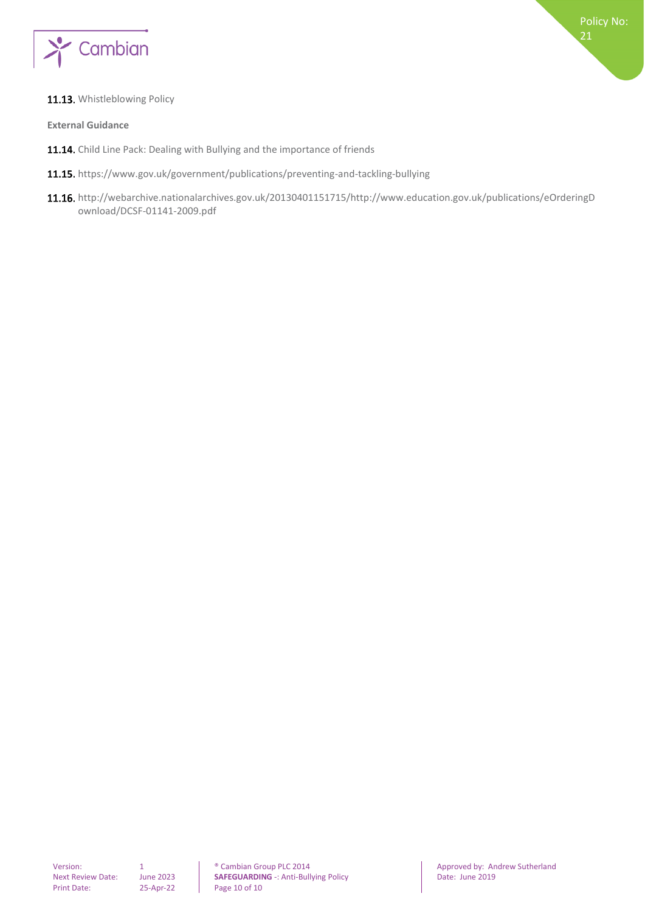11.13. Whistleblowing Policy

**External Guidance**

11.14. Child Line Pack: Dealing with Bullying and the importance of friends

11.15. https://www.gov.uk/government/publications/preventing-and-tackling-bullying

11.16. http://webarchive.nationalarchives.gov.uk/20130401151715/http://www.education.gov.uk/publications/eOrderingDownload/DCSF-01141-2009.pdf